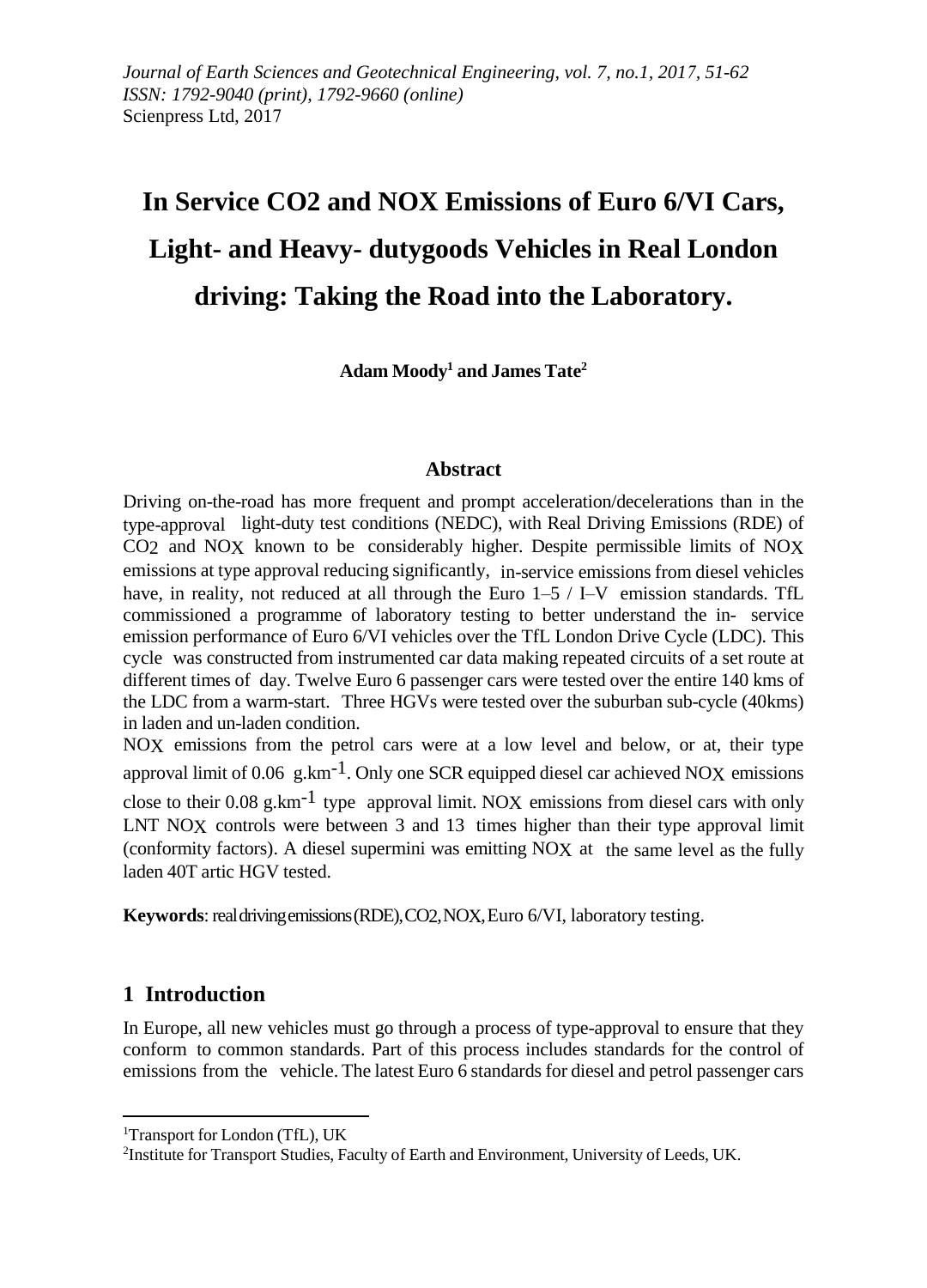*Journal of Earth Sciences and Geotechnical Engineering, vol. 7, no.1, 2017, 51-62*
*ISSN: 1792-9040 (print), 1792-9660 (online)*
Scienpress Ltd, 2017

# In Service CO2 and NOX Emissions of Euro 6/VI Cars, Light- and Heavy- dutygoods Vehicles in Real London driving: Taking the Road into the Laboratory.

**Adam Moody[1] and James Tate[2]**

## Abstract

Driving on-the-road has more frequent and prompt acceleration/decelerations than in the type-approval light-duty test conditions (NEDC), with Real Driving Emissions (RDE) of $CO_2$ and $NO_X$ known to be considerably higher. Despite permissible limits of $NO_X$ emissions at type approval reducing significantly, in-service emissions from diesel vehicles have, in reality, not reduced at all through the Euro 1–5 / I–V emission standards. TfL commissioned a programme of laboratory testing to better understand the in- service emission performance of Euro 6/VI vehicles over the TfL London Drive Cycle (LDC). This cycle was constructed from instrumented car data making repeated circuits of a set route at different times of day. Twelve Euro 6 passenger cars were tested over the entire 140 kms of the LDC from a warm-start. Three HGVs were tested over the suburban sub-cycle (40kms) in laden and un-laden condition.

$NO_X$ emissions from the petrol cars were at a low level and below, or at, their type approval limit of 0.06 $g.km^{-1}$. Only one SCR equipped diesel car achieved $NO_X$ emissions close to their 0.08 $g.km^{-1}$ type approval limit. $NO_X$ emissions from diesel cars with only LNT $NO_X$ controls were between 3 and 13 times higher than their type approval limit (conformity factors). A diesel supermini was emitting $NO_X$ at the same level as the fully laden 40T artic HGV tested.

**Keywords**: real driving emissions (RDE), CO2, NOX, Euro 6/VI, laboratory testing.

## 1 Introduction

In Europe, all new vehicles must go through a process of type-approval to ensure that they conform to common standards. Part of this process includes standards for the control of emissions from the vehicle. The latest Euro 6 standards for diesel and petrol passenger cars

---

[1]Transport for London (TfL), UK
[2]Institute for Transport Studies, Faculty of Earth and Environment, University of Leeds, UK.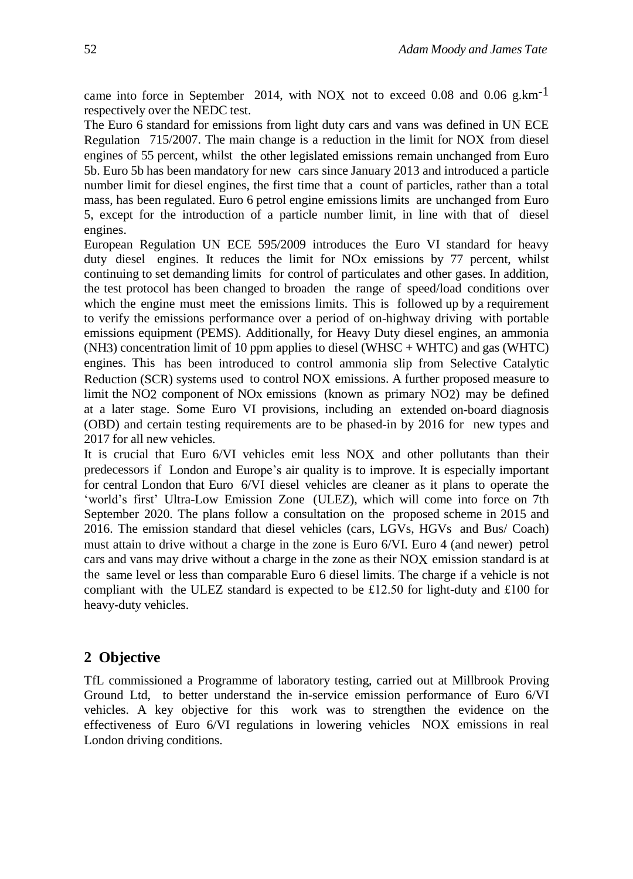came into force in September 2014, with NOX not to exceed 0.08 and 0.06 $g.km^{-1}$ respectively over the NEDC test.

The Euro 6 standard for emissions from light duty cars and vans was defined in UN ECE Regulation 715/2007. The main change is a reduction in the limit for NOX from diesel engines of 55 percent, whilst the other legislated emissions remain unchanged from Euro 5b. Euro 5b has been mandatory for new cars since January 2013 and introduced a particle number limit for diesel engines, the first time that a count of particles, rather than a total mass, has been regulated. Euro 6 petrol engine emissions limits are unchanged from Euro 5, except for the introduction of a particle number limit, in line with that of diesel engines.

European Regulation UN ECE 595/2009 introduces the Euro VI standard for heavy duty diesel engines. It reduces the limit for NOx emissions by 77 percent, whilst continuing to set demanding limits for control of particulates and other gases. In addition, the test protocol has been changed to broaden the range of speed/load conditions over which the engine must meet the emissions limits. This is followed up by a requirement to verify the emissions performance over a period of on-highway driving with portable emissions equipment (PEMS). Additionally, for Heavy Duty diesel engines, an ammonia ($NH_3$) concentration limit of 10 ppm applies to diesel (WHSC + WHTC) and gas (WHTC) engines. This has been introduced to control ammonia slip from Selective Catalytic Reduction (SCR) systems used to control NOX emissions. A further proposed measure to limit the $NO_2$ component of NOx emissions (known as primary $NO_2$) may be defined at a later stage. Some Euro VI provisions, including an extended on-board diagnosis (OBD) and certain testing requirements are to be phased-in by 2016 for new types and 2017 for all new vehicles.

It is crucial that Euro 6/VI vehicles emit less NOX and other pollutants than their predecessors if London and Europe's air quality is to improve. It is especially important for central London that Euro 6/VI diesel vehicles are cleaner as it plans to operate the 'world's first' Ultra-Low Emission Zone (ULEZ), which will come into force on 7th September 2020. The plans follow a consultation on the proposed scheme in 2015 and 2016. The emission standard that diesel vehicles (cars, LGVs, HGVs and Bus/ Coach) must attain to drive without a charge in the zone is Euro 6/VI. Euro 4 (and newer) petrol cars and vans may drive without a charge in the zone as their NOX emission standard is at the same level or less than comparable Euro 6 diesel limits. The charge if a vehicle is not compliant with the ULEZ standard is expected to be £12.50 for light-duty and £100 for heavy-duty vehicles.

## 2 Objective

TfL commissioned a Programme of laboratory testing, carried out at Millbrook Proving Ground Ltd, to better understand the in-service emission performance of Euro 6/VI vehicles. A key objective for this work was to strengthen the evidence on the effectiveness of Euro 6/VI regulations in lowering vehicles NOX emissions in real London driving conditions.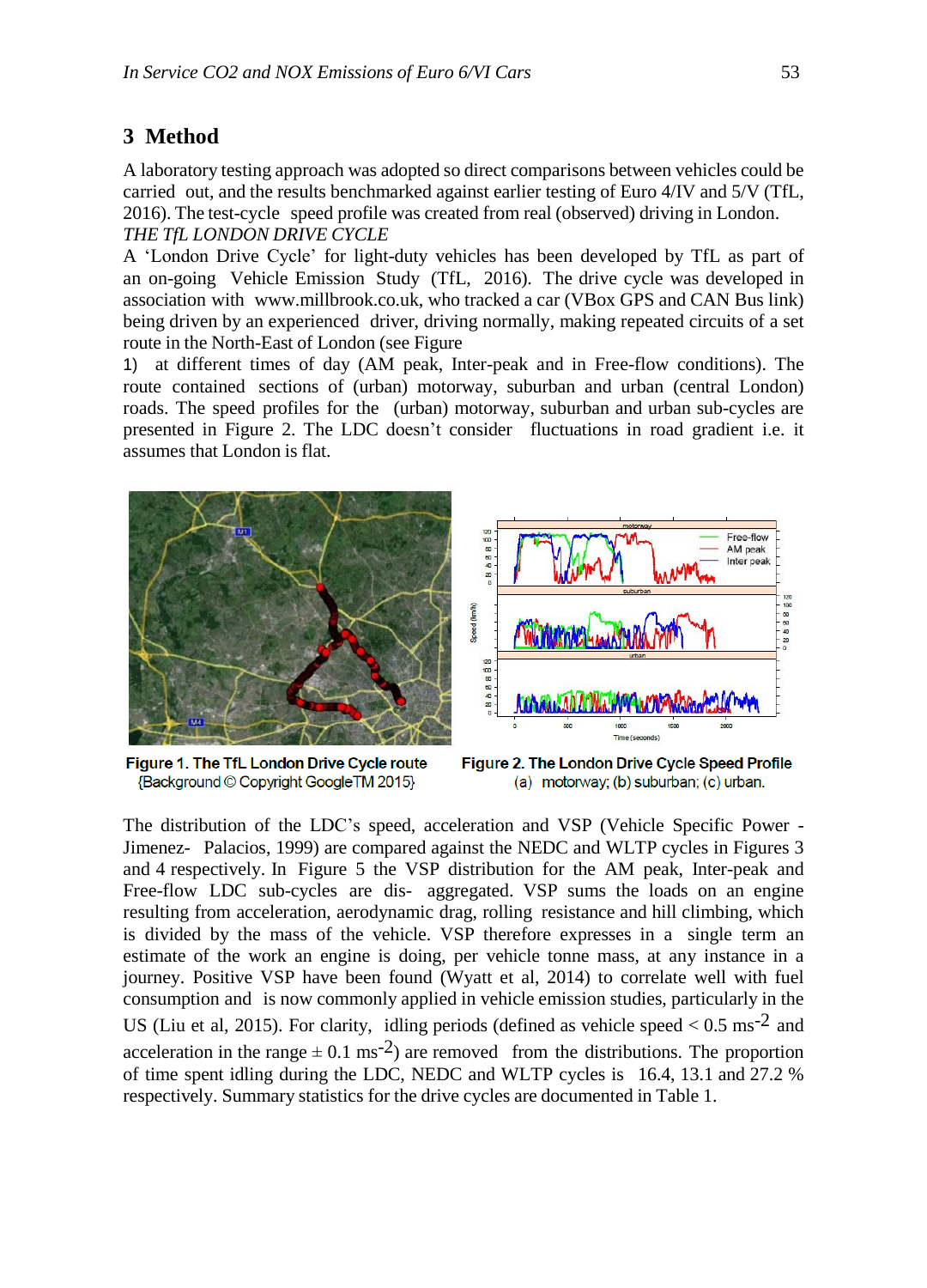## 3 Method

A laboratory testing approach was adopted so direct comparisons between vehicles could be carried out, and the results benchmarked against earlier testing of Euro 4/IV and 5/V (TfL, 2016). The test-cycle speed profile was created from real (observed) driving in London.

*THE TfL LONDON DRIVE CYCLE*

A 'London Drive Cycle' for light-duty vehicles has been developed by TfL as part of an on-going Vehicle Emission Study (TfL, 2016). The drive cycle was developed in association with www.millbrook.co.uk, who tracked a car (VBox GPS and CAN Bus link) being driven by an experienced driver, driving normally, making repeated circuits of a set route in the North-East of London (see Figure 1) at different times of day (AM peak, Inter-peak and in Free-flow conditions). The route contained sections of (urban) motorway, suburban and urban (central London) roads. The speed profiles for the (urban) motorway, suburban and urban sub-cycles are presented in Figure 2. The LDC doesn't consider fluctuations in road gradient i.e. it assumes that London is flat.

**Figure 1. The TfL London Drive Cycle route** {Background © Copyright GoogleTM 2015}

**Figure 2. The London Drive Cycle Speed Profile** (a) motorway; (b) suburban; (c) urban.

The distribution of the LDC's speed, acceleration and VSP (Vehicle Specific Power - Jimenez- Palacios, 1999) are compared against the NEDC and WLTP cycles in Figures 3 and 4 respectively. In Figure 5 the VSP distribution for the AM peak, Inter-peak and Free-flow LDC sub-cycles are dis- aggregated. VSP sums the loads on an engine resulting from acceleration, aerodynamic drag, rolling resistance and hill climbing, which is divided by the mass of the vehicle. VSP therefore expresses in a single term an estimate of the work an engine is doing, per vehicle tonne mass, at any instance in a journey. Positive VSP have been found (Wyatt et al, 2014) to correlate well with fuel consumption and is now commonly applied in vehicle emission studies, particularly in the US (Liu et al, 2015). For clarity, idling periods (defined as vehicle speed < 0.5 $ms^{-2}$ and acceleration in the range ± 0.1 $ms^{-2}$) are removed from the distributions. The proportion of time spent idling during the LDC, NEDC and WLTP cycles is 16.4, 13.1 and 27.2 % respectively. Summary statistics for the drive cycles are documented in Table 1.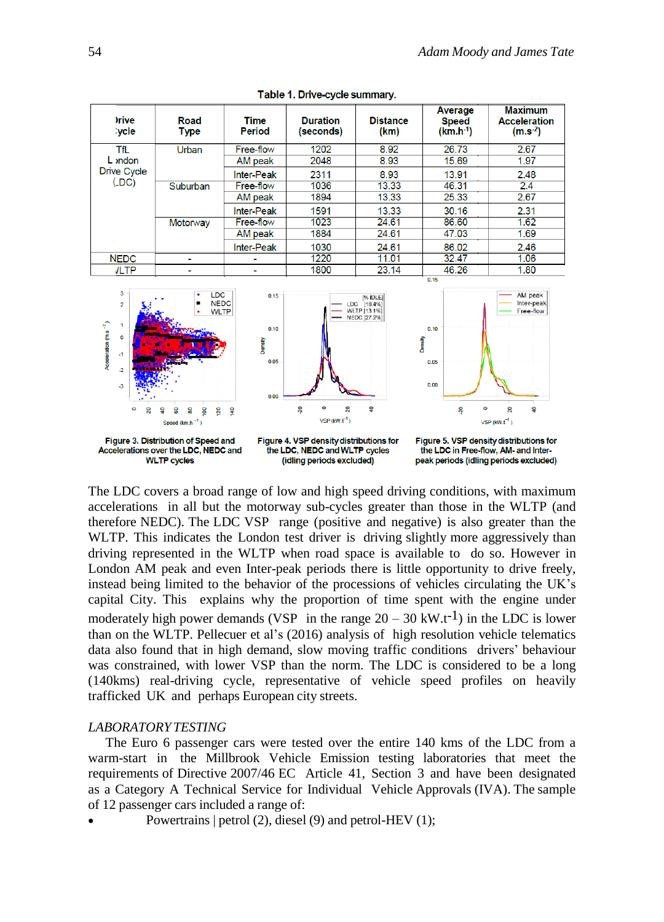Table 1. Drive-cycle summary.

| Drive Cycle | Road Type | Time Period | Duration (seconds) | Distance (km) | Average Speed ($km.h^{-1}$) | Maximum Acceleration ($m.s^{-2}$) |
|---|---|---|---|---|---|---|
| TfL London Drive Cycle (LDC) | Urban | Free-flow | 1202 | 8.92 | 26.73 | 2.67 |
| | | AM peak | 2048 | 8.93 | 15.69 | 1.97 |
| | | Inter-Peak | 2311 | 8.93 | 13.91 | 2.48 |
| | Suburban | Free-flow | 1036 | 13.33 | 46.31 | 2.4 |
| | | AM peak | 1894 | 13.33 | 25.33 | 2.67 |
| | | Inter-Peak | 1591 | 13.33 | 30.16 | 2.31 |
| | Motorway | Free-flow | 1023 | 24.61 | 86.60 | 1.62 |
| | | AM peak | 1884 | 24.61 | 47.03 | 1.69 |
| | | Inter-Peak | 1030 | 24.61 | 86.02 | 2.46 |
| NEDC | - | - | 1220 | 11.01 | 32.47 | 1.06 |
| WLTP | - | - | 1800 | 23.14 | 46.26 | 1.80 |

**Figure 3. Distribution of Speed and Accelerations over the LDC, NEDC and WLTP cycles**

**Figure 4. VSP density distributions for the LDC, NEDC and WLTP cycles (idling periods excluded)**

**Figure 5. VSP density distributions for the LDC in Free-flow, AM- and Inter-peak periods (idling periods excluded)**

The LDC covers a broad range of low and high speed driving conditions, with maximum accelerations in all but the motorway sub-cycles greater than those in the WLTP (and therefore NEDC). The LDC VSP range (positive and negative) is also greater than the WLTP. This indicates the London test driver is driving slightly more aggressively than driving represented in the WLTP when road space is available to do so. However in London AM peak and even Inter-peak periods there is little opportunity to drive freely, instead being limited to the behavior of the processions of vehicles circulating the UK's capital City. This explains why the proportion of time spent with the engine under moderately high power demands (VSP in the range 20 – 30 $kW.t^{-1}$) in the LDC is lower than on the WLTP. Pellecuer et al's (2016) analysis of high resolution vehicle telematics data also found that in high demand, slow moving traffic conditions drivers' behaviour was constrained, with lower VSP than the norm. The LDC is considered to be a long (140kms) real-driving cycle, representative of vehicle speed profiles on heavily trafficked UK and perhaps European city streets.

*LABORATORY TESTING*

The Euro 6 passenger cars were tested over the entire 140 kms of the LDC from a warm-start in the Millbrook Vehicle Emission testing laboratories that meet the requirements of Directive 2007/46 EC Article 41, Section 3 and have been designated as a Category A Technical Service for Individual Vehicle Approvals (IVA). The sample of 12 passenger cars included a range of:

- Powertrains | petrol (2), diesel (9) and petrol-HEV (1);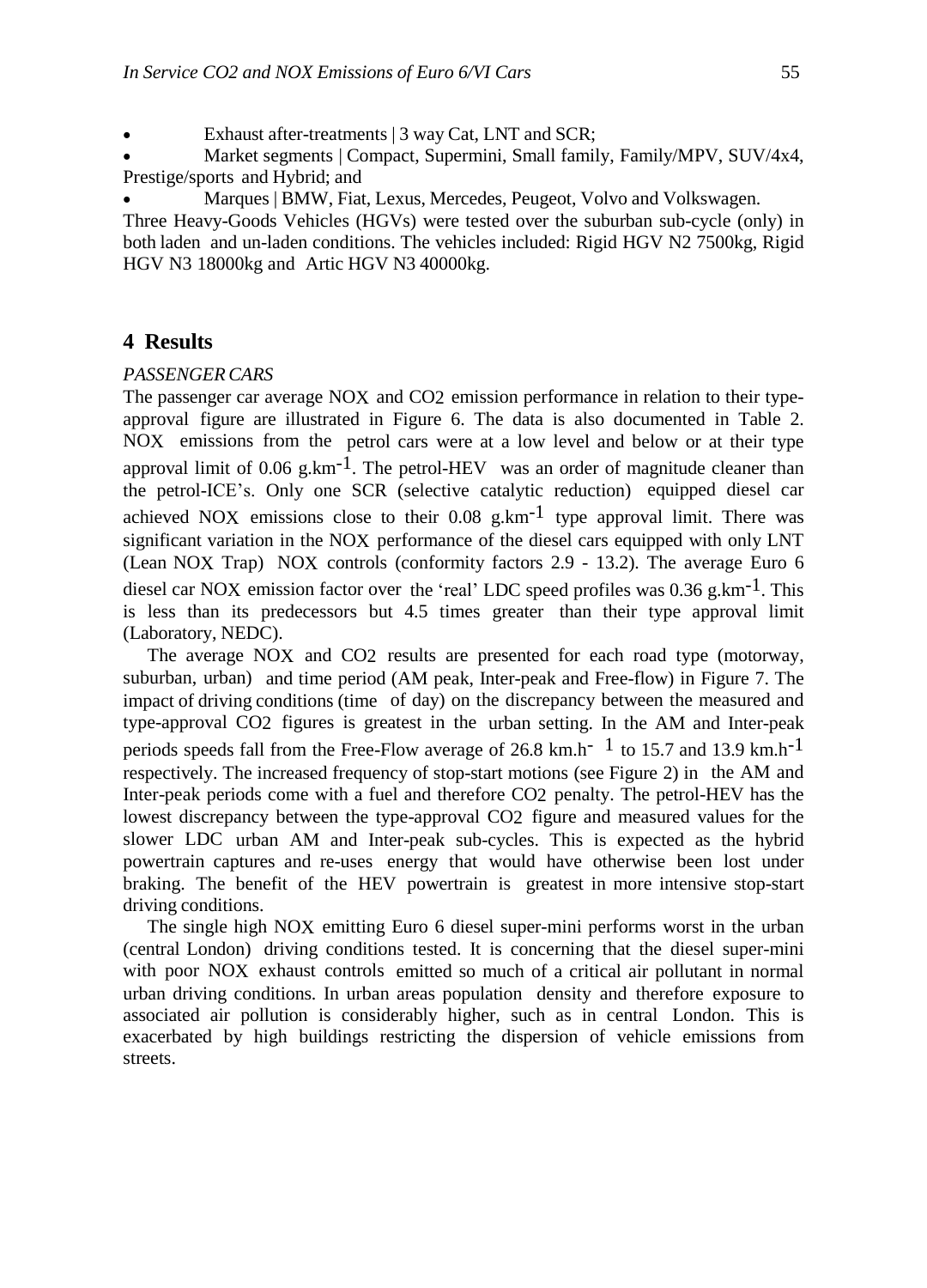- Exhaust after-treatments | 3 way Cat, LNT and SCR;
- Market segments | Compact, Supermini, Small family, Family/MPV, SUV/4x4, Prestige/sports and Hybrid; and
- Marques | BMW, Fiat, Lexus, Mercedes, Peugeot, Volvo and Volkswagen.

Three Heavy-Goods Vehicles (HGVs) were tested over the suburban sub-cycle (only) in both laden and un-laden conditions. The vehicles included: Rigid HGV N2 7500kg, Rigid HGV N3 18000kg and Artic HGV N3 40000kg.

## 4 Results

*PASSENGER CARS*

The passenger car average NOX and $CO_2$ emission performance in relation to their type-approval figure are illustrated in Figure 6. The data is also documented in Table 2. NOX emissions from the petrol cars were at a low level and below or at their type approval limit of 0.06 $g.km^{-1}$. The petrol-HEV was an order of magnitude cleaner than the petrol-ICE's. Only one SCR (selective catalytic reduction) equipped diesel car achieved NOX emissions close to their 0.08 $g.km^{-1}$ type approval limit. There was significant variation in the NOX performance of the diesel cars equipped with only LNT (Lean NOX Trap) NOX controls (conformity factors 2.9 - 13.2). The average Euro 6 diesel car NOX emission factor over the 'real' LDC speed profiles was 0.36 $g.km^{-1}$. This is less than its predecessors but 4.5 times greater than their type approval limit (Laboratory, NEDC).

The average NOX and $CO_2$ results are presented for each road type (motorway, suburban, urban) and time period (AM peak, Inter-peak and Free-flow) in Figure 7. The impact of driving conditions (time of day) on the discrepancy between the measured and type-approval $CO_2$ figures is greatest in the urban setting. In the AM and Inter-peak periods speeds fall from the Free-Flow average of 26.8 $km.h^{-1}$ to 15.7 and 13.9 $km.h^{-1}$ respectively. The increased frequency of stop-start motions (see Figure 2) in the AM and Inter-peak periods come with a fuel and therefore $CO_2$ penalty. The petrol-HEV has the lowest discrepancy between the type-approval $CO_2$ figure and measured values for the slower LDC urban AM and Inter-peak sub-cycles. This is expected as the hybrid powertrain captures and re-uses energy that would have otherwise been lost under braking. The benefit of the HEV powertrain is greatest in more intensive stop-start driving conditions.

The single high NOX emitting Euro 6 diesel super-mini performs worst in the urban (central London) driving conditions tested. It is concerning that the diesel super-mini with poor NOX exhaust controls emitted so much of a critical air pollutant in normal urban driving conditions. In urban areas population density and therefore exposure to associated air pollution is considerably higher, such as in central London. This is exacerbated by high buildings restricting the dispersion of vehicle emissions from streets.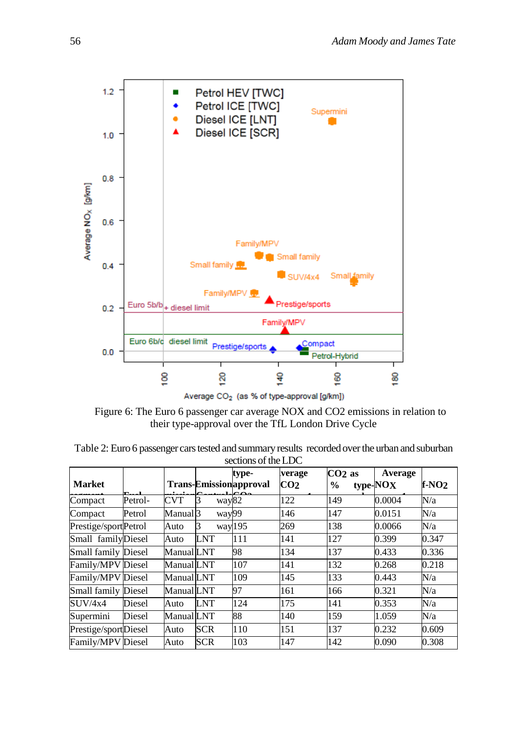Figure 6: The Euro 6 passenger car average NOX and CO2 emissions in relation to their type-approval over the TfL London Drive Cycle

Table 2: Euro 6 passenger cars tested and summary results recorded over the urban and suburban sections of the LDC

| Market segment | Fuel | Trans-mission | Emission Control | type-approval CO2 | Average CO2 | CO2 as % type-approval | Average NOX | f-NO2 |
|---|---|---|---|---|---|---|---|---|
| Compact | Petrol-Hybrid | CVT | 3 way | 82 | 122 | 149 | 0.0004 | N/a |
| Compact | Petrol | Manual | 3 way | 99 | 146 | 147 | 0.0151 | N/a |
| Prestige/sport | Petrol | Auto | 3 way | 195 | 269 | 138 | 0.0066 | N/a |
| Small family | Diesel | Auto | LNT | 111 | 141 | 127 | 0.399 | 0.347 |
| Small family | Diesel | Manual | LNT | 98 | 134 | 137 | 0.433 | 0.336 |
| Family/MPV | Diesel | Manual | LNT | 107 | 141 | 132 | 0.268 | 0.218 |
| Family/MPV | Diesel | Manual | LNT | 109 | 145 | 133 | 0.443 | N/a |
| Small family | Diesel | Manual | LNT | 97 | 161 | 166 | 0.321 | N/a |
| SUV/4x4 | Diesel | Auto | LNT | 124 | 175 | 141 | 0.353 | N/a |
| Supermini | Diesel | Manual | LNT | 88 | 140 | 159 | 1.059 | N/a |
| Prestige/sport | Diesel | Auto | SCR | 110 | 151 | 137 | 0.232 | 0.609 |
| Family/MPV | Diesel | Auto | SCR | 103 | 147 | 142 | 0.090 | 0.308 |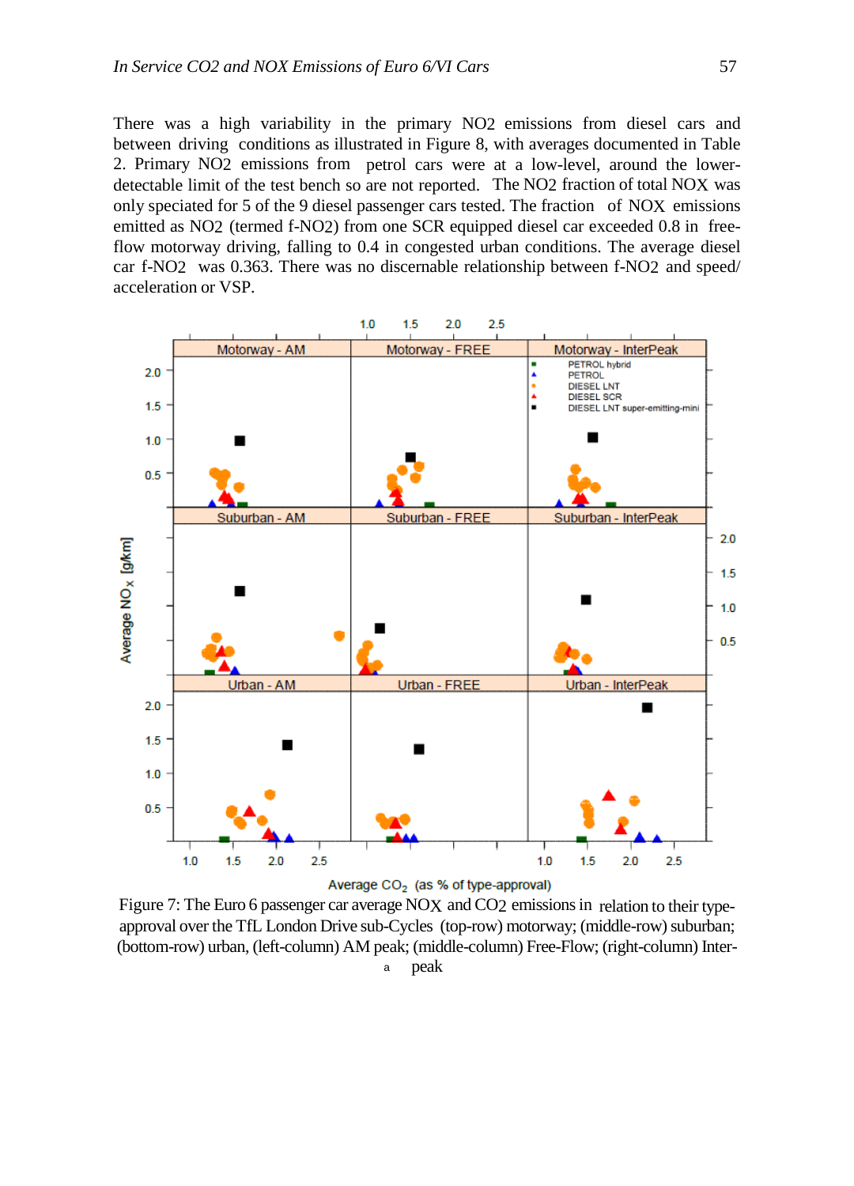There was a high variability in the primary NO2 emissions from diesel cars and between driving conditions as illustrated in Figure 8, with averages documented in Table 2. Primary NO2 emissions from petrol cars were at a low-level, around the lower-detectable limit of the test bench so are not reported. The NO2 fraction of total NOX was only speciated for 5 of the 9 diesel passenger cars tested. The fraction of NOX emissions emitted as NO2 (termed f-NO2) from one SCR equipped diesel car exceeded 0.8 in free-flow motorway driving, falling to 0.4 in congested urban conditions. The average diesel car f-NO2 was 0.363. There was no discernable relationship between f-NO2 and speed/ acceleration or VSP.

Figure 7: The Euro 6 passenger car average NOX and CO2 emissions in relation to their type-approval over the TfL London Drive sub-Cycles (top-row) motorway; (middle-row) suburban; (bottom-row) urban, (left-column) AM peak; (middle-column) Free-Flow; (right-column) Inter-peak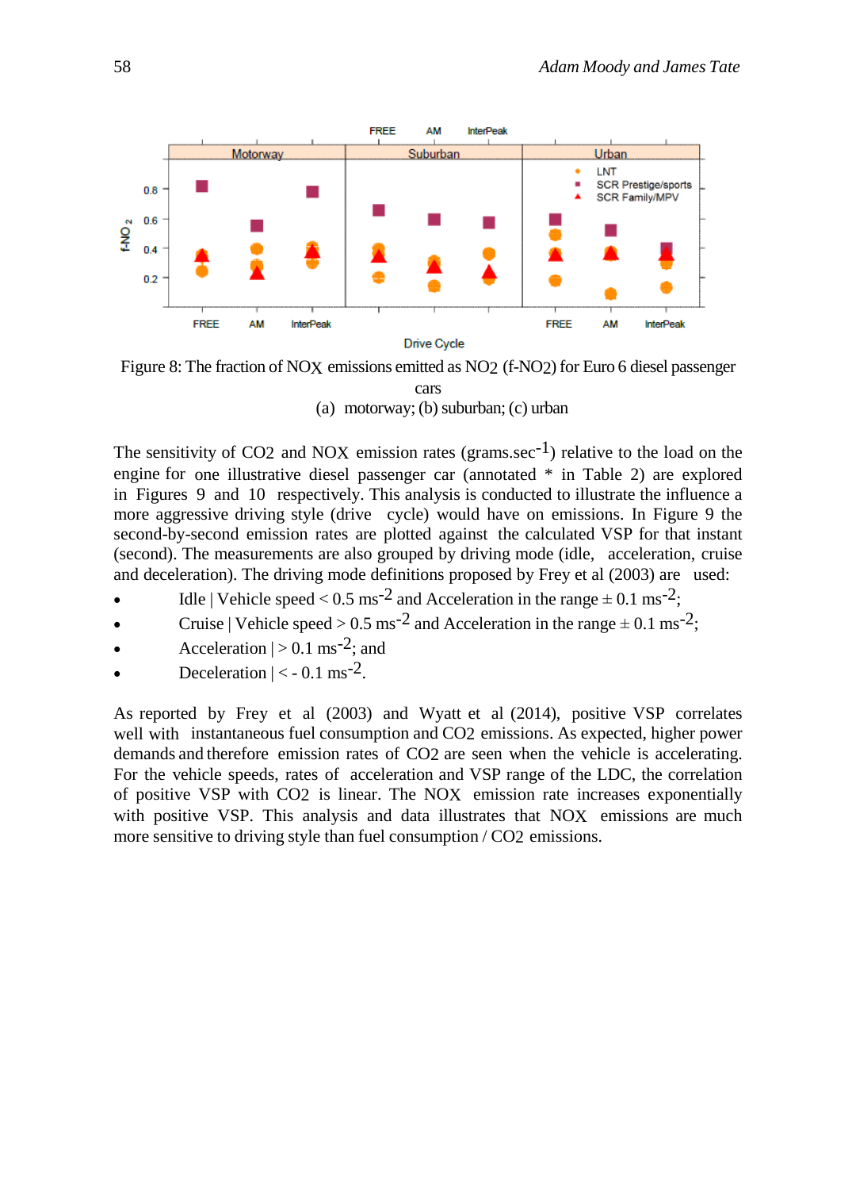Figure 8: The fraction of $NO_X$ emissions emitted as $NO_2$ (f-$NO_2$) for Euro 6 diesel passenger cars

(a) motorway; (b) suburban; (c) urban

The sensitivity of $CO_2$ and $NO_X$ emission rates (grams.sec$^{-1}$) relative to the load on the engine for one illustrative diesel passenger car (annotated * in Table 2) are explored in Figures 9 and 10 respectively. This analysis is conducted to illustrate the influence a more aggressive driving style (drive cycle) would have on emissions. In Figure 9 the second-by-second emission rates are plotted against the calculated VSP for that instant (second). The measurements are also grouped by driving mode (idle, acceleration, cruise and deceleration). The driving mode definitions proposed by Frey et al (2003) are used:

- Idle | Vehicle speed < 0.5 ms$^{-2}$ and Acceleration in the range ± 0.1 ms$^{-2}$;
- Cruise | Vehicle speed > 0.5 ms$^{-2}$ and Acceleration in the range ± 0.1 ms$^{-2}$;
- Acceleration | > 0.1 ms$^{-2}$; and
- Deceleration | < - 0.1 ms$^{-2}$.

As reported by Frey et al (2003) and Wyatt et al (2014), positive VSP correlates well with instantaneous fuel consumption and $CO_2$ emissions. As expected, higher power demands and therefore emission rates of $CO_2$ are seen when the vehicle is accelerating. For the vehicle speeds, rates of acceleration and VSP range of the LDC, the correlation of positive VSP with $CO_2$ is linear. The $NO_X$ emission rate increases exponentially with positive VSP. This analysis and data illustrates that $NO_X$ emissions are much more sensitive to driving style than fuel consumption / $CO_2$ emissions.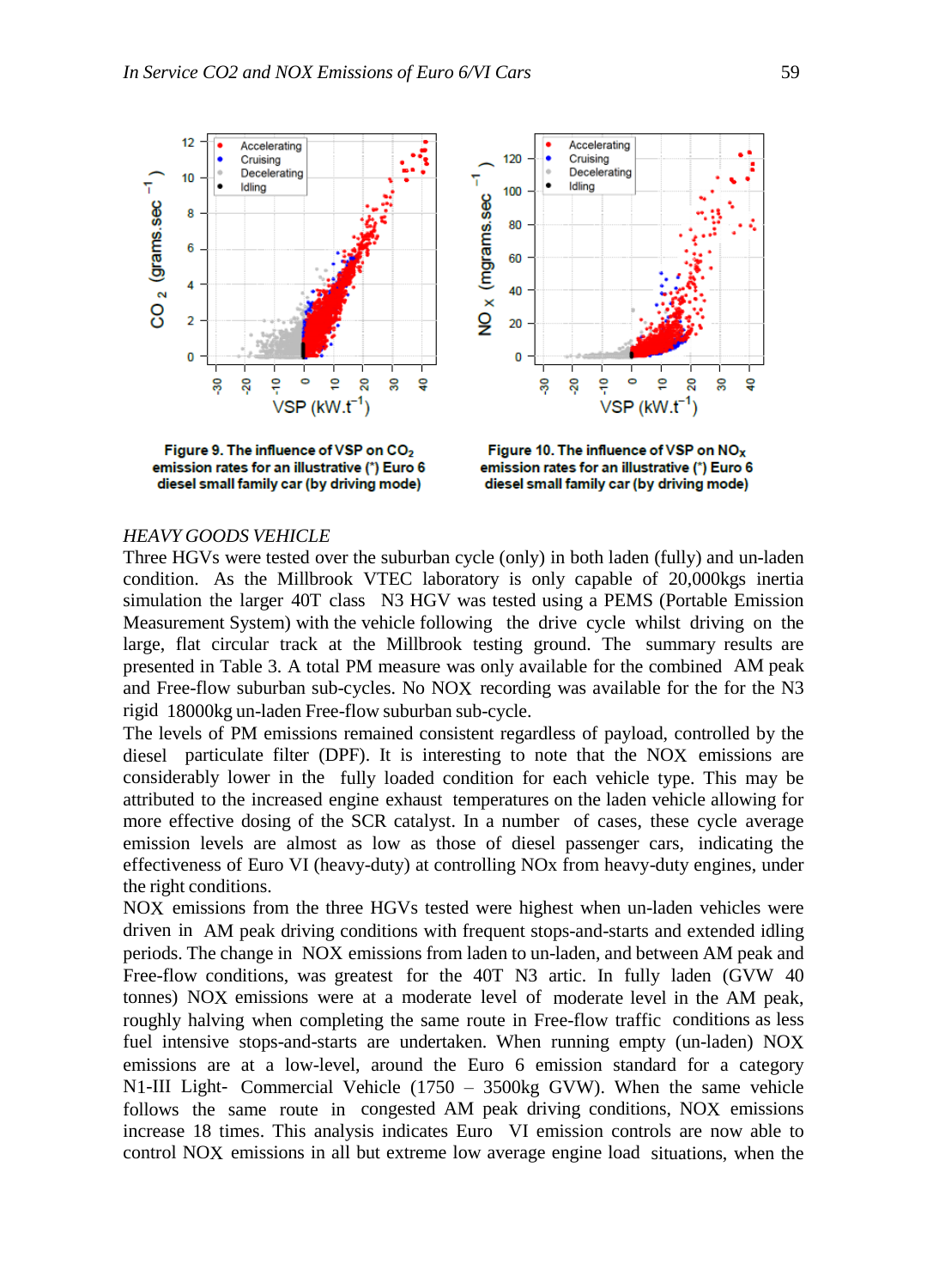**Figure 9. The influence of VSP on $CO_2$ emission rates for an illustrative (\*) Euro 6 diesel small family car (by driving mode)**

**Figure 10. The influence of VSP on $NO_X$ emission rates for an illustrative (\*) Euro 6 diesel small family car (by driving mode)**

*HEAVY GOODS VEHICLE*

Three HGVs were tested over the suburban cycle (only) in both laden (fully) and un-laden condition. As the Millbrook VTEC laboratory is only capable of 20,000kgs inertia simulation the larger 40T class N3 HGV was tested using a PEMS (Portable Emission Measurement System) with the vehicle following the drive cycle whilst driving on the large, flat circular track at the Millbrook testing ground. The summary results are presented in Table 3. A total PM measure was only available for the combined AM peak and Free-flow suburban sub-cycles. No NOX recording was available for the for the N3 rigid 18000kg un-laden Free-flow suburban sub-cycle.

The levels of PM emissions remained consistent regardless of payload, controlled by the diesel particulate filter (DPF). It is interesting to note that the NOX emissions are considerably lower in the fully loaded condition for each vehicle type. This may be attributed to the increased engine exhaust temperatures on the laden vehicle allowing for more effective dosing of the SCR catalyst. In a number of cases, these cycle average emission levels are almost as low as those of diesel passenger cars, indicating the effectiveness of Euro VI (heavy-duty) at controlling NOx from heavy-duty engines, under the right conditions.

NOX emissions from the three HGVs tested were highest when un-laden vehicles were driven in AM peak driving conditions with frequent stops-and-starts and extended idling periods. The change in NOX emissions from laden to un-laden, and between AM peak and Free-flow conditions, was greatest for the 40T N3 artic. In fully laden (GVW 40 tonnes) NOX emissions were at a moderate level of moderate level in the AM peak, roughly halving when completing the same route in Free-flow traffic conditions as less fuel intensive stops-and-starts are undertaken. When running empty (un-laden) NOX emissions are at a low-level, around the Euro 6 emission standard for a category N1-III Light- Commercial Vehicle (1750 – 3500kg GVW). When the same vehicle follows the same route in congested AM peak driving conditions, NOX emissions increase 18 times. This analysis indicates Euro VI emission controls are now able to control NOX emissions in all but extreme low average engine load situations, when the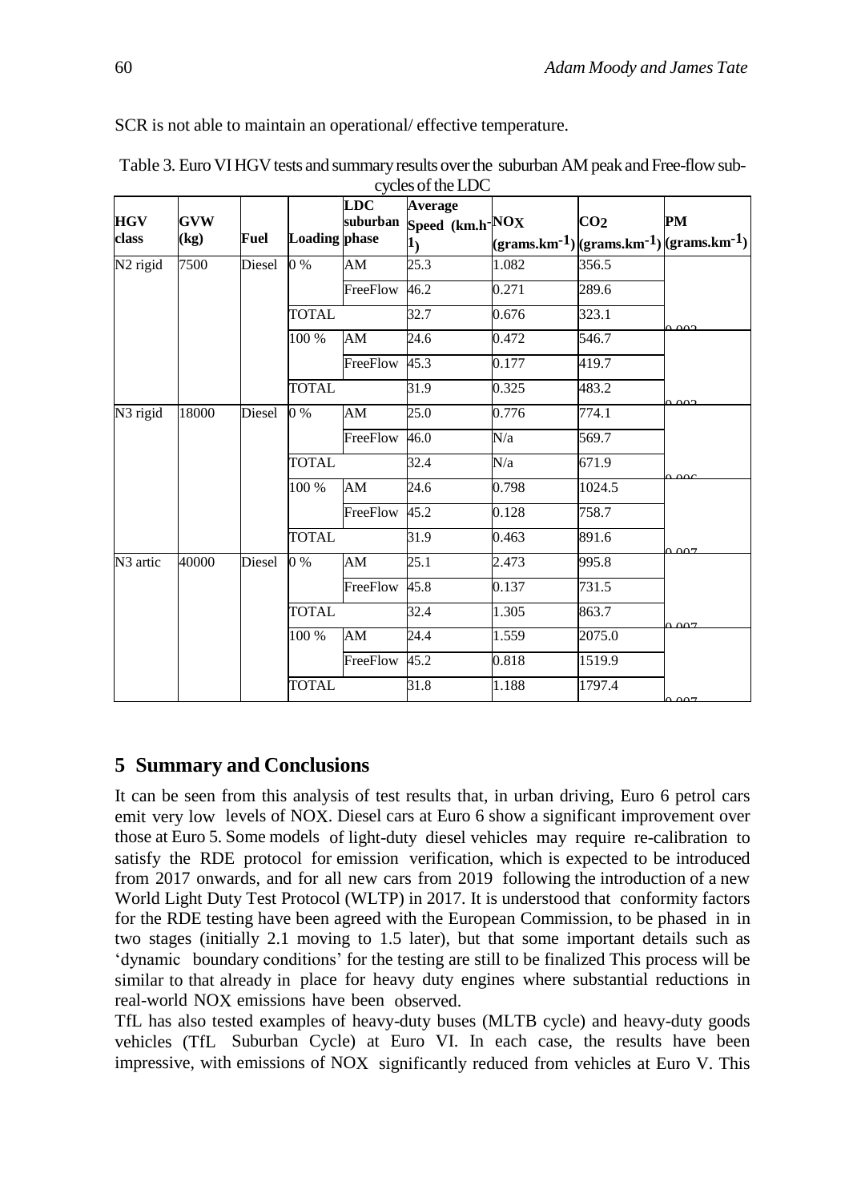SCR is not able to maintain an operational/ effective temperature.

Table 3. Euro VI HGV tests and summary results over the suburban AM peak and Free-flow sub-cycles of the LDC

| HGV class | GVW (kg) | Fuel | Loading | LDC suburban phase | Average Speed ($km.h^{-1}$) | NOX ($grams.km^{-1}$) | $CO_2$ ($grams.km^{-1}$) | PM ($grams.km^{-1}$) |
|---|---|---|---|---|---|---|---|---|
| N2 rigid | 7500 | Diesel | 0 % | AM | 25.3 | 1.082 | 356.5 | |
| | | | | FreeFlow | 46.2 | 0.271 | 289.6 | |
| | | | TOTAL | | 32.7 | 0.676 | 323.1 | 0.003 |
| | | | 100 % | AM | 24.6 | 0.472 | 546.7 | |
| | | | | FreeFlow | 45.3 | 0.177 | 419.7 | |
| | | | TOTAL | | 31.9 | 0.325 | 483.2 | 0.003 |
| N3 rigid | 18000 | Diesel | 0 % | AM | 25.0 | 0.776 | 774.1 | |
| | | | | FreeFlow | 46.0 | N/a | 569.7 | |
| | | | TOTAL | | 32.4 | N/a | 671.9 | 0.006 |
| | | | 100 % | AM | 24.6 | 0.798 | 1024.5 | |
| | | | | FreeFlow | 45.2 | 0.128 | 758.7 | |
| | | | TOTAL | | 31.9 | 0.463 | 891.6 | 0.007 |
| N3 artic | 40000 | Diesel | 0 % | AM | 25.1 | 2.473 | 995.8 | |
| | | | | FreeFlow | 45.8 | 0.137 | 731.5 | |
| | | | TOTAL | | 32.4 | 1.305 | 863.7 | 0.007 |
| | | | 100 % | AM | 24.4 | 1.559 | 2075.0 | |
| | | | | FreeFlow | 45.2 | 0.818 | 1519.9 | |
| | | | TOTAL | | 31.8 | 1.188 | 1797.4 | 0.007 |

## 5 Summary and Conclusions

It can be seen from this analysis of test results that, in urban driving, Euro 6 petrol cars emit very low levels of NOX. Diesel cars at Euro 6 show a significant improvement over those at Euro 5. Some models of light-duty diesel vehicles may require re-calibration to satisfy the RDE protocol for emission verification, which is expected to be introduced from 2017 onwards, and for all new cars from 2019 following the introduction of a new World Light Duty Test Protocol (WLTP) in 2017. It is understood that conformity factors for the RDE testing have been agreed with the European Commission, to be phased in in two stages (initially 2.1 moving to 1.5 later), but that some important details such as 'dynamic boundary conditions' for the testing are still to be finalized This process will be similar to that already in place for heavy duty engines where substantial reductions in real-world NOX emissions have been observed.

TfL has also tested examples of heavy-duty buses (MLTB cycle) and heavy-duty goods vehicles (TfL Suburban Cycle) at Euro VI. In each case, the results have been impressive, with emissions of NOX significantly reduced from vehicles at Euro V. This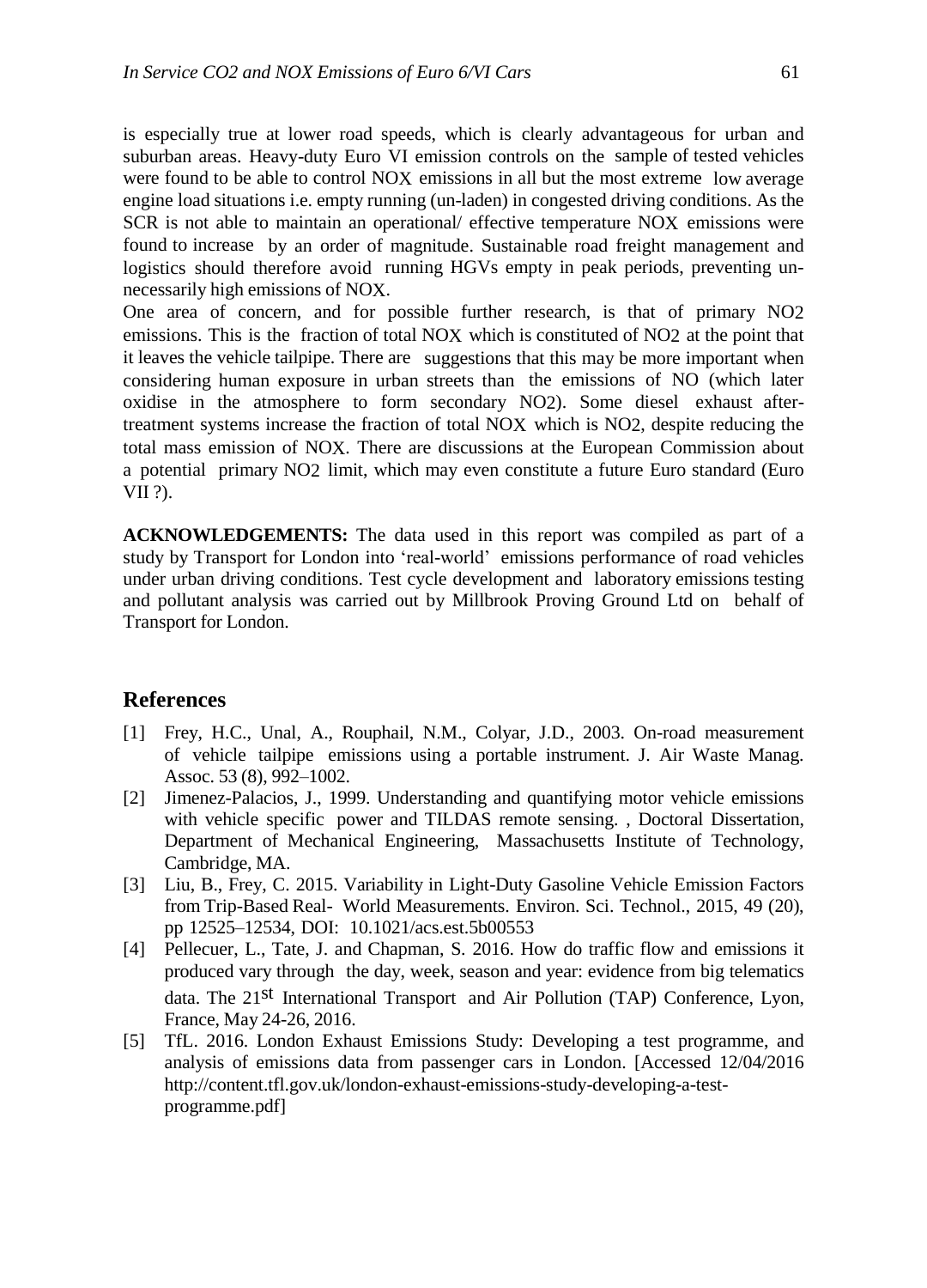is especially true at lower road speeds, which is clearly advantageous for urban and suburban areas. Heavy-duty Euro VI emission controls on the sample of tested vehicles were found to be able to control $NO_X$ emissions in all but the most extreme low average engine load situations i.e. empty running (un-laden) in congested driving conditions. As the SCR is not able to maintain an operational/ effective temperature $NO_X$ emissions were found to increase by an order of magnitude. Sustainable road freight management and logistics should therefore avoid running HGVs empty in peak periods, preventing un-necessarily high emissions of $NO_X$.

One area of concern, and for possible further research, is that of primary $NO_2$ emissions. This is the fraction of total $NO_X$ which is constituted of $NO_2$ at the point that it leaves the vehicle tailpipe. There are suggestions that this may be more important when considering human exposure in urban streets than the emissions of NO (which later oxidise in the atmosphere to form secondary $NO_2$). Some diesel exhaust after-treatment systems increase the fraction of total $NO_X$ which is $NO_2$, despite reducing the total mass emission of $NO_X$. There are discussions at the European Commission about a potential primary $NO_2$ limit, which may even constitute a future Euro standard (Euro VII ?).

**ACKNOWLEDGEMENTS:** The data used in this report was compiled as part of a study by Transport for London into 'real-world' emissions performance of road vehicles under urban driving conditions. Test cycle development and laboratory emissions testing and pollutant analysis was carried out by Millbrook Proving Ground Ltd on behalf of Transport for London.

## References

[1] Frey, H.C., Unal, A., Rouphail, N.M., Colyar, J.D., 2003. On-road measurement of vehicle tailpipe emissions using a portable instrument. J. Air Waste Manag. Assoc. 53 (8), 992–1002.

[2] Jimenez-Palacios, J., 1999. Understanding and quantifying motor vehicle emissions with vehicle specific power and TILDAS remote sensing. , Doctoral Dissertation, Department of Mechanical Engineering, Massachusetts Institute of Technology, Cambridge, MA.

[3] Liu, B., Frey, C. 2015. Variability in Light-Duty Gasoline Vehicle Emission Factors from Trip-Based Real- World Measurements. Environ. Sci. Technol., 2015, 49 (20), pp 12525–12534, DOI: 10.1021/acs.est.5b00553

[4] Pellecuer, L., Tate, J. and Chapman, S. 2016. How do traffic flow and emissions it produced vary through the day, week, season and year: evidence from big telematics data. The 21st International Transport and Air Pollution (TAP) Conference, Lyon, France, May 24-26, 2016.

[5] TfL. 2016. London Exhaust Emissions Study: Developing a test programme, and analysis of emissions data from passenger cars in London. [Accessed 12/04/2016 http://content.tfl.gov.uk/london-exhaust-emissions-study-developing-a-test-programme.pdf]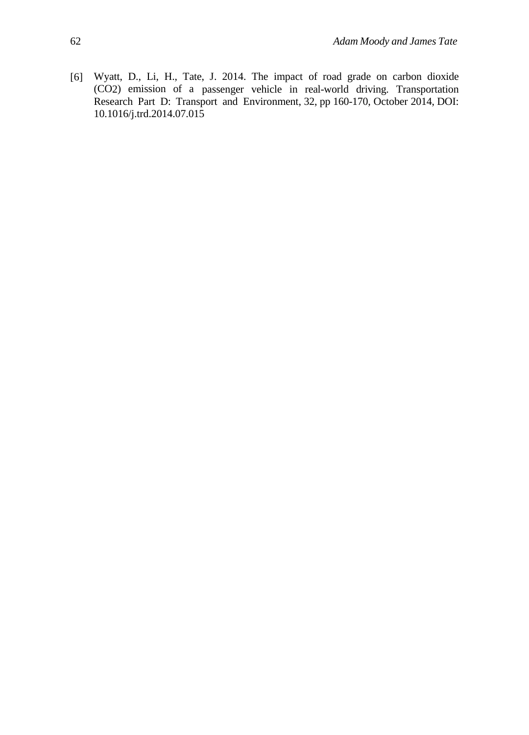[6] Wyatt, D., Li, H., Tate, J. 2014. The impact of road grade on carbon dioxide ($CO_2$) emission of a passenger vehicle in real-world driving. Transportation Research Part D: Transport and Environment, 32, pp 160-170, October 2014, DOI: 10.1016/j.trd.2014.07.015